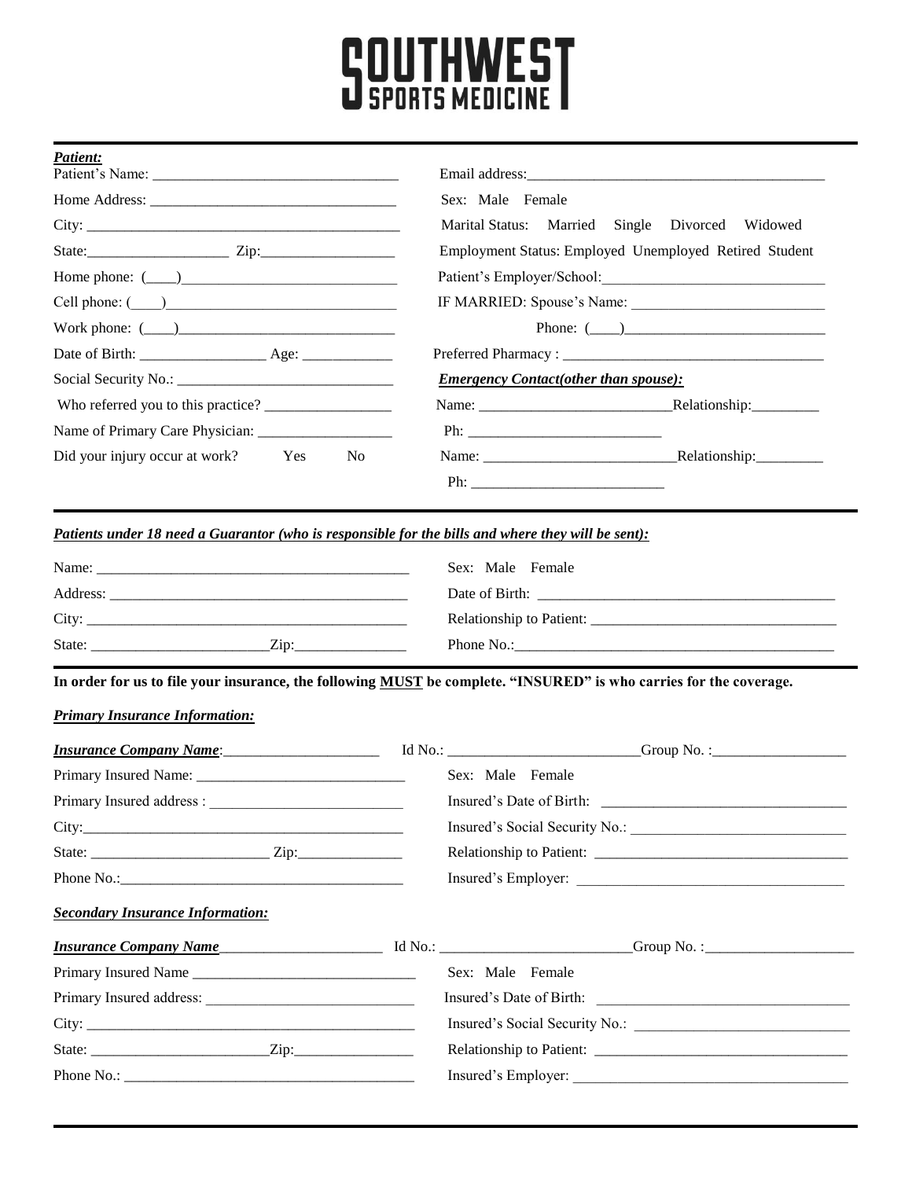# SOUTHWEST SPORTS MEDICINE

***Patient:***

Patient's Name: ______________________________

Home Address: ______________________________

City: ______________________________

State: __________________ Zip: __________________

Home phone: (____)______________________________

Cell phone: (____)______________________________

Work phone: (____)______________________________

Date of Birth: ________________ Age: ____________

Social Security No.: ______________________________

Who referred you to this practice? _________________

Name of Primary Care Physician: __________________

Did your injury occur at work? Yes No

Email address: ______________________________

Sex: Male Female

Marital Status: Married Single Divorced Widowed

Employment Status: Employed Unemployed Retired Student

Patient's Employer/School: ______________________________

IF MARRIED: Spouse's Name: __________________________

Phone: (____)___________________________

Preferred Pharmacy : ___________________________________

***Emergency Contact(other than spouse):***

Name: __________________________ Relationship: _________

Ph: __________________________

Name: __________________________ Relationship: _________

Ph: __________________________

***Patients under 18 need a Guarantor (who is responsible for the bills and where they will be sent):***

Name: ______________________________

Address: ______________________________

City: ______________________________

State: ________________________ Zip: _______________

Sex: Male Female

Date of Birth: ______________________________

Relationship to Patient: ______________________________

Phone No.: ______________________________

**In order for us to file your insurance, the following MUST be complete. "INSURED" is who carries the coverage.**

***Primary Insurance Information:***

***Insurance Company Name***: _____________________ Id No.: _________________________ Group No. : __________________

Primary Insured Name: ______________________________

Primary Insured address : __________________________

City: ______________________________

State: ________________________ Zip: ______________

Phone No.: ______________________________

Sex: Male Female

Insured's Date of Birth: ______________________________

Insured's Social Security No.: ______________________________

Relationship to Patient: ______________________________

Insured's Employer: ______________________________

***Secondary Insurance Information:***

***Insurance Company Name*** ______________________ Id No.: _________________________ Group No. : ____________________

Primary Insured Name ______________________________

Primary Insured address: ___________________________

City: ______________________________

State: ________________________ Zip: ________________

Phone No.: ______________________________

Sex: Male Female

Insured's Date of Birth: ______________________________

Insured's Social Security No.: ______________________________

Relationship to Patient: ______________________________

Insured's Employer: ______________________________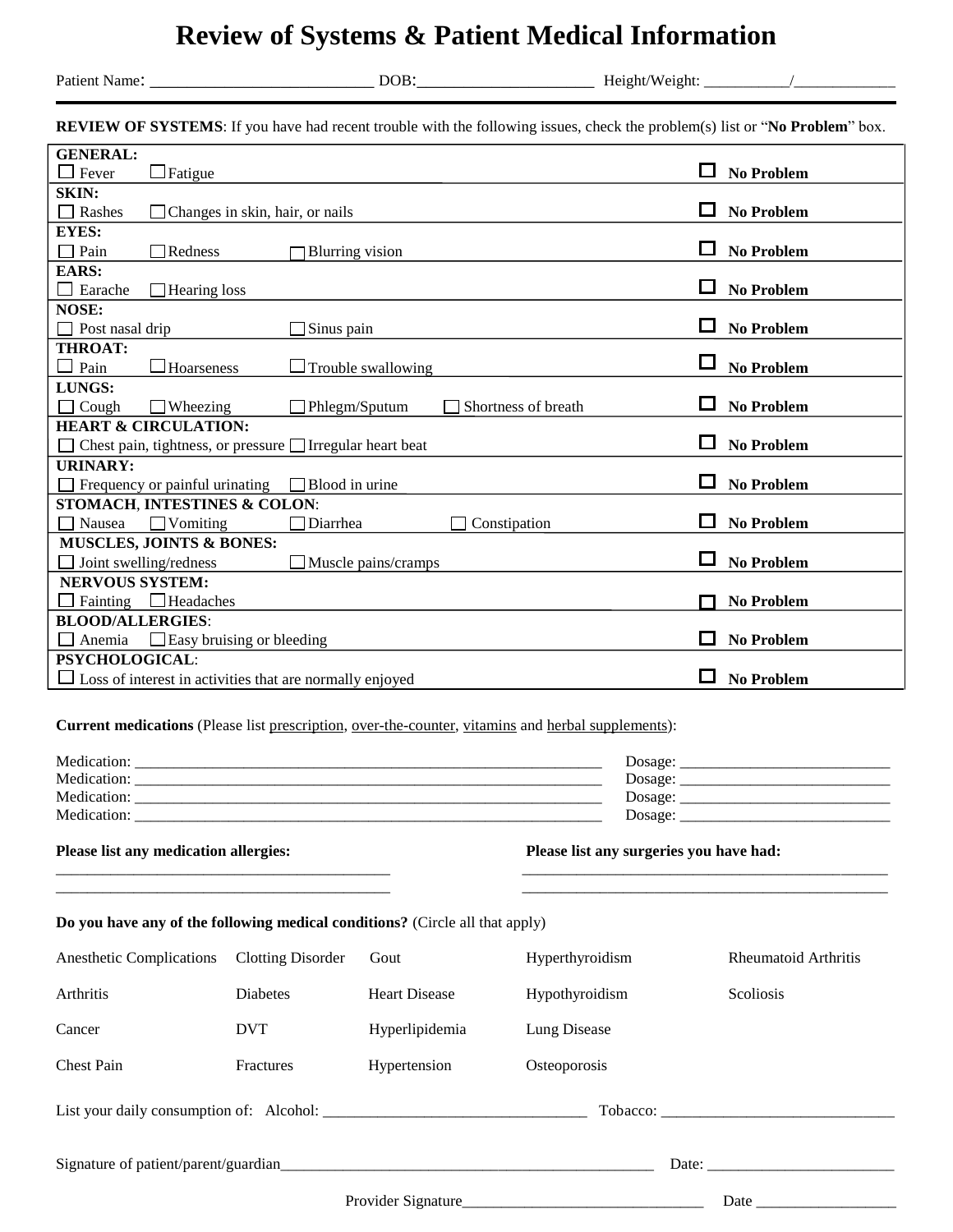# Review of Systems & Patient Medical Information

Patient Name: ___________________________ DOB: _____________________ Height/Weight: __________/____________

**REVIEW OF SYSTEMS**: If you have had recent trouble with the following issues, check the problem(s) list or "**No Problem**" box.

| | |
|---|---|
| **GENERAL:**<br>☐ Fever ☐ Fatigue | ☐ **No Problem** |
| **SKIN:**<br>☐ Rashes ☐ Changes in skin, hair, or nails | ☐ **No Problem** |
| **EYES:**<br>☐ Pain ☐ Redness ☐ Blurring vision | ☐ **No Problem** |
| **EARS:**<br>☐ Earache ☐ Hearing loss | ☐ **No Problem** |
| **NOSE:**<br>☐ Post nasal drip ☐ Sinus pain | ☐ **No Problem** |
| **THROAT:**<br>☐ Pain ☐ Hoarseness ☐ Trouble swallowing | ☐ **No Problem** |
| **LUNGS:**<br>☐ Cough ☐ Wheezing ☐ Phlegm/Sputum ☐ Shortness of breath | ☐ **No Problem** |
| **HEART & CIRCULATION:**<br>☐ Chest pain, tightness, or pressure ☐ Irregular heart beat | ☐ **No Problem** |
| **URINARY:**<br>☐ Frequency or painful urinating ☐ Blood in urine | ☐ **No Problem** |
| **STOMACH, INTESTINES & COLON:**<br>☐ Nausea ☐ Vomiting ☐ Diarrhea ☐ Constipation | ☐ **No Problem** |
| **MUSCLES, JOINTS & BONES:**<br>☐ Joint swelling/redness ☐ Muscle pains/cramps | ☐ **No Problem** |
| **NERVOUS SYSTEM:**<br>☐ Fainting ☐ Headaches | ☐ **No Problem** |
| **BLOOD/ALLERGIES:**<br>☐ Anemia ☐ Easy bruising or bleeding | ☐ **No Problem** |
| **PSYCHOLOGICAL:**<br>☐ Loss of interest in activities that are normally enjoyed | ☐ **No Problem** |

**Current medications** (Please list prescription, over-the-counter, vitamins and herbal supplements):

Medication: ____________________________________________ Dosage: ______________________
Medication: ____________________________________________ Dosage: ______________________
Medication: ____________________________________________ Dosage: ______________________
Medication: ____________________________________________ Dosage: ______________________

**Please list any medication allergies:**

____________________________________________
____________________________________________

**Please list any surgeries you have had:**

____________________________________________
____________________________________________

**Do you have any of the following medical conditions?** (Circle all that apply)

| | | | | |
|---|---|---|---|---|
| Anesthetic Complications | Clotting Disorder | Gout | Hyperthyroidism | Rheumatoid Arthritis |
| Arthritis | Diabetes | Heart Disease | Hypothyroidism | Scoliosis |
| Cancer | DVT | Hyperlipidemia | Lung Disease | |
| Chest Pain | Fractures | Hypertension | Osteoporosis | |

List your daily consumption of: Alcohol: ______________________________ Tobacco: ___________________________

Signature of patient/parent/guardian_____________________________________________ Date: ______________________

Provider Signature_____________________________ Date ________________